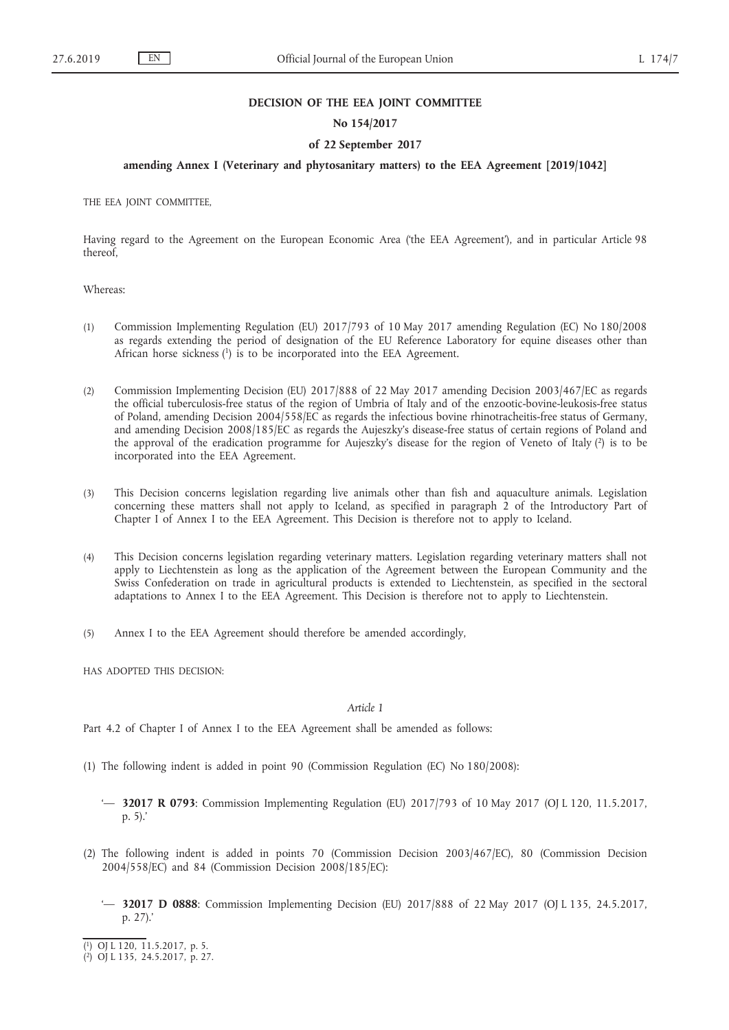**DECISION OF THE EEA JOINT COMMITTEE**

**No 154/2017**

**of 22 September 2017**

**amending Annex I (Veterinary and phytosanitary matters) to the EEA Agreement [2019/1042]**

THE EEA JOINT COMMITTEE,

Having regard to the Agreement on the European Economic Area ('the EEA Agreement'), and in particular Article 98 thereof,

Whereas:

(1) Commission Implementing Regulation (EU) 2017/793 of 10 May 2017 amending Regulation (EC) No 180/2008 as regards extending the period of designation of the EU Reference Laboratory for equine diseases other than African horse sickness [1] is to be incorporated into the EEA Agreement.

(2) Commission Implementing Decision (EU) 2017/888 of 22 May 2017 amending Decision 2003/467/EC as regards the official tuberculosis-free status of the region of Umbria of Italy and of the enzootic-bovine-leukosis-free status of Poland, amending Decision 2004/558/EC as regards the infectious bovine rhinotracheitis-free status of Germany, and amending Decision 2008/185/EC as regards the Aujeszky's disease-free status of certain regions of Poland and the approval of the eradication programme for Aujeszky's disease for the region of Veneto of Italy [2] is to be incorporated into the EEA Agreement.

(3) This Decision concerns legislation regarding live animals other than fish and aquaculture animals. Legislation concerning these matters shall not apply to Iceland, as specified in paragraph 2 of the Introductory Part of Chapter I of Annex I to the EEA Agreement. This Decision is therefore not to apply to Iceland.

(4) This Decision concerns legislation regarding veterinary matters. Legislation regarding veterinary matters shall not apply to Liechtenstein as long as the application of the Agreement between the European Community and the Swiss Confederation on trade in agricultural products is extended to Liechtenstein, as specified in the sectoral adaptations to Annex I to the EEA Agreement. This Decision is therefore not to apply to Liechtenstein.

(5) Annex I to the EEA Agreement should therefore be amended accordingly,

HAS ADOPTED THIS DECISION:

*Article 1*

Part 4.2 of Chapter I of Annex I to the EEA Agreement shall be amended as follows:

(1) The following indent is added in point 90 (Commission Regulation (EC) No 180/2008):

'— **32017 R 0793**: Commission Implementing Regulation (EU) 2017/793 of 10 May 2017 (OJ L 120, 11.5.2017, p. 5).'

(2) The following indent is added in points 70 (Commission Decision 2003/467/EC), 80 (Commission Decision 2004/558/EC) and 84 (Commission Decision 2008/185/EC):

'— **32017 D 0888**: Commission Implementing Decision (EU) 2017/888 of 22 May 2017 (OJ L 135, 24.5.2017, p. 27).'

[1] OJ L 120, 11.5.2017, p. 5.

[2] OJ L 135, 24.5.2017, p. 27.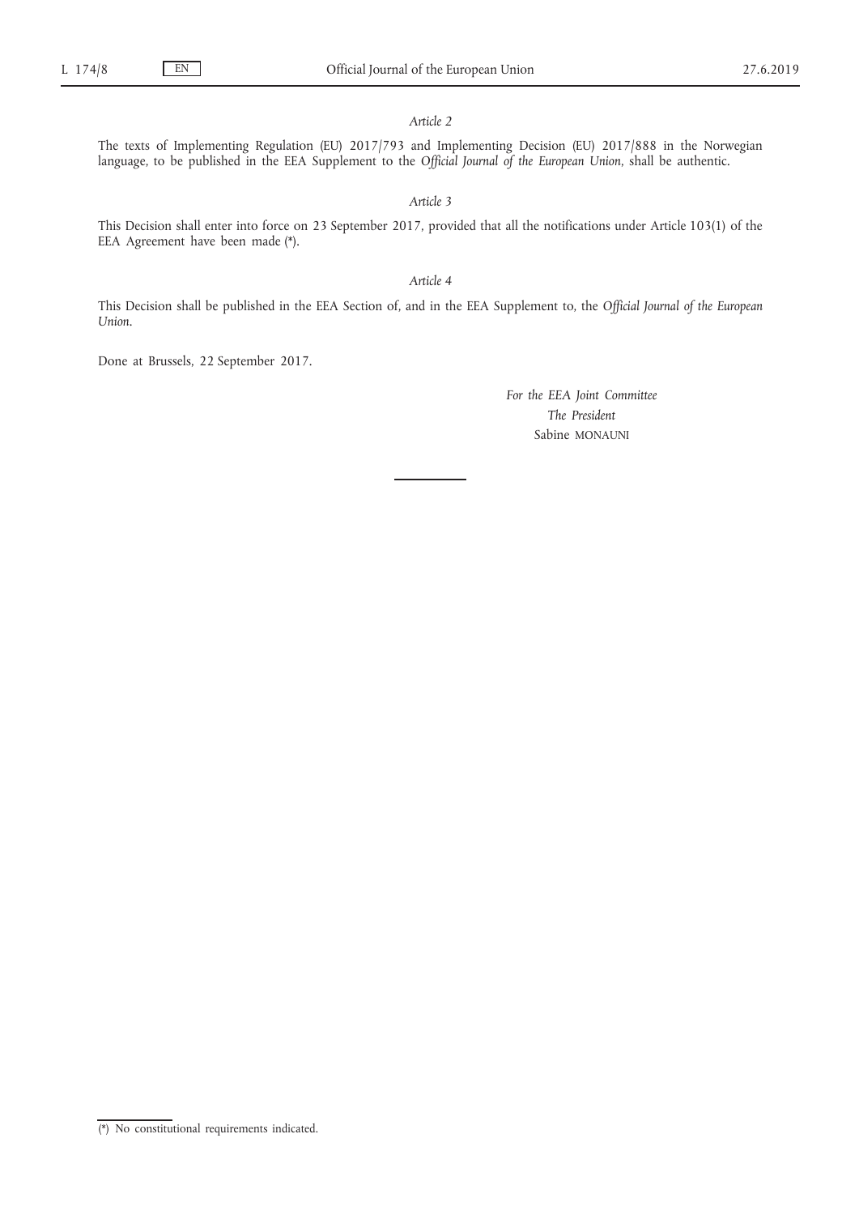*Article 2*

The texts of Implementing Regulation (EU) 2017/793 and Implementing Decision (EU) 2017/888 in the Norwegian language, to be published in the EEA Supplement to the *Official Journal of the European Union*, shall be authentic.

*Article 3*

This Decision shall enter into force on 23 September 2017, provided that all the notifications under Article 103(1) of the EEA Agreement have been made (*).

*Article 4*

This Decision shall be published in the EEA Section of, and in the EEA Supplement to, the *Official Journal of the European Union*.

Done at Brussels, 22 September 2017.

*For the EEA Joint Committee*

*The President*

Sabine MONAUNI

(*) No constitutional requirements indicated.